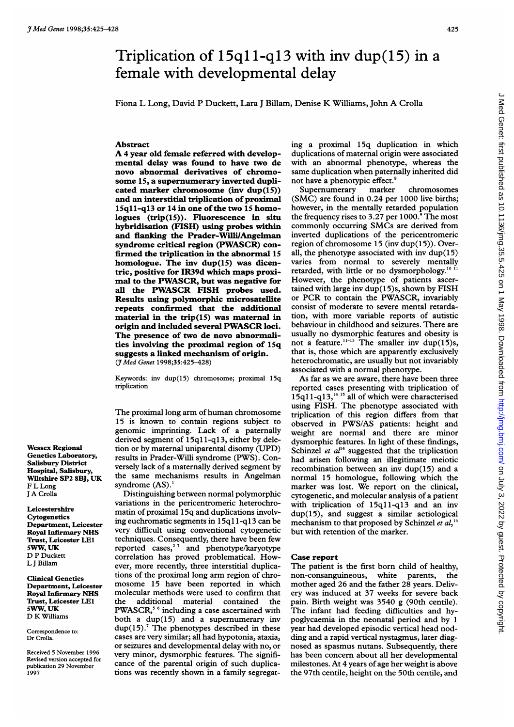# Triplication of 15q11-q13 with inv dup(15) in a female with developmental delay

Fiona L Long, David P Duckett, Lara J Billam, Denise K Williams, John A Crolla

Wessex Regional Genetics Laboratory, Salisbury District Hospital, Salisbury, Wiltshire SP2 8BJ, UK
F L Long
J A Crolla

Leicestershire Cytogenetics Department, Leicester Royal Infirmary NHS Trust, Leicester LE1 5WW, UK
D P Duckett
L J Billam

Clinical Genetics Department, Leicester Royal Infirmary NHS Trust, Leicester LE1 5WW, UK
D K Williams

Correspondence to: Dr Crolla.

Received 5 November 1996
Revised version accepted for publication 29 November 1997

## Abstract

**A 4 year old female referred with developmental delay was found to have two de novo abnormal derivatives of chromosome 15, a supernumerary inverted duplicated marker chromosome (inv dup(15)) and an interstitial triplication of proximal 15q11-q13 or 14 in one of the two 15 homologues (trip(15)). Fluorescence in situ hybridisation (FISH) using probes within and flanking the Prader-Willi/Angelman syndrome critical region (PWASCR) confirmed the triplication in the abnormal 15 homologue. The inv dup(15) was dicentric, positive for IR39d which maps proximal to the PWASCR, but was negative for all the PWASCR FISH probes used. Results using polymorphic microsatellite repeats confirmed that the additional material in the trip(15) was maternal in origin and included several PWASCR loci. The presence of two de novo abnormalities involving the proximal region of 15q suggests a linked mechanism of origin.**
(*J Med Genet* 1998;35:425–428)

Keywords: inv dup(15) chromosome; proximal 15q triplication

The proximal long arm of human chromosome 15 is known to contain regions subject to genomic imprinting. Lack of a paternally derived segment of 15q11-q13, either by deletion or by maternal uniparental disomy (UPD) results in Prader-Willi syndrome (PWS). Conversely lack of a maternally derived segment by the same mechanisms results in Angelman syndrome (AS).[1]

Distinguishing between normal polymorphic variations in the pericentromeric heterochromatin of proximal 15q and duplications involving euchromatic segments in 15q11-q13 can be very difficult using conventional cytogenetic techniques. Consequently, there have been few reported cases,[2–7] and phenotype/karyotype correlation has proved problematical. However, more recently, three interstitial duplications of the proximal long arm region of chromosome 15 have been reported in which molecular methods were used to confirm that the additional material contained the PWASCR,[5 6] including a case ascertained with both a dup(15) and a supernumerary inv dup(15).[7] The phenotypes described in these cases are very similar; all had hypotonia, ataxia, or seizures and developmental delay with no, or very minor, dysmorphic features. The significance of the parental origin of such duplications was recently shown in a family segregating a proximal 15q duplication in which duplications of maternal origin were associated with an abnormal phenotype, whereas the same duplication when paternally inherited did not have a phenotypic effect.[8]

Supernumerary marker chromosomes (SMC) are found in 0.24 per 1000 live births; however, in the mentally retarded population the frequency rises to 3.27 per 1000.[9] The most commonly occurring SMCs are derived from inverted duplications of the pericentromeric region of chromosome 15 (inv dup(15)). Overall, the phenotype associated with inv dup(15) varies from normal to severely mentally retarded, with little or no dysmorphology.[10 11] However, the phenotype of patients ascertained with large inv dup(15)s, shown by FISH or PCR to contain the PWASCR, invariably consist of moderate to severe mental retardation, with more variable reports of autistic behaviour in childhood and seizures. There are usually no dysmorphic features and obesity is not a feature.[11–13] The smaller inv dup(15)s, that is, those which are apparently exclusively heterochromatic, are usually but not invariably associated with a normal phenotype.

As far as we are aware, there have been three reported cases presenting with triplication of 15q11-q13,[14 15] all of which were characterised using FISH. The phenotype associated with triplication of this region differs from that observed in PWS/AS patients: height and weight are normal and there are minor dysmorphic features. In light of these findings, Schinzel *et al*[14] suggested that the triplication had arisen following an illegitimate meiotic recombination between an inv dup(15) and a normal 15 homologue, following which the marker was lost. We report on the clinical, cytogenetic, and molecular analysis of a patient with triplication of 15q11-q13 and an inv dup(15), and suggest a similar aetiological mechanism to that proposed by Schinzel *et al*,[14] but with retention of the marker.

## Case report

The patient is the first born child of healthy, non-consanguineous, white parents, the mother aged 26 and the father 28 years. Delivery was induced at 37 weeks for severe back pain. Birth weight was 3540 g (90th centile). The infant had feeding difficulties and hypoglycaemia in the neonatal period and by 1 year had developed episodic vertical head nodding and a rapid vertical nystagmus, later diagnosed as spasmus nutans. Subsequently, there has been concern about all her developmental milestones. At 4 years of age her weight is above the 97th centile, height on the 50th centile, and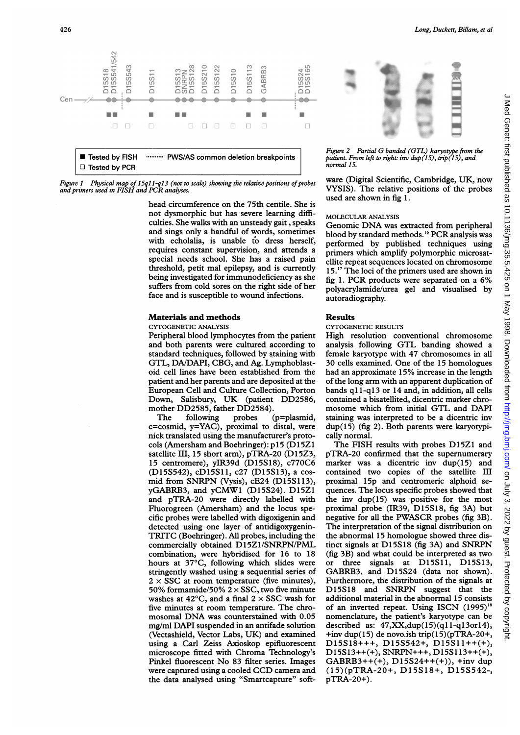Figure 1 Physical map of 15q11-q13 (not to scale) showing the relative positions of probes and primers used in FISH and PCR analyses.

Figure 2 Partial G banded (GTL) karyotype from the patient. From left to right: inv dup(15), trip(15), and normal 15.

head circumference on the 75th centile. She is not dysmorphic but has severe learning difficulties. She walks with an unsteady gait, speaks and sings only a handful of words, sometimes with echolalia, is unable to dress herself, requires constant supervision, and attends a special needs school. She has a raised pain threshold, petit mal epilepsy, and is currently being investigated for immunodeficiency as she suffers from cold sores on the right side of her face and is susceptible to wound infections.

## Materials and methods

### CYTOGENETIC ANALYSIS

Peripheral blood lymphocytes from the patient and both parents were cultured according to standard techniques, followed by staining with GTL, DA/DAPI, CBG, and Ag. Lymphoblastoid cell lines have been established from the patient and her parents and are deposited at the European Cell and Culture Collection, Porton Down, Salisbury, UK (patient DD2586, mother DD2585, father DD2584).

The following probes (p=plasmid, c=cosmid, y=YAC), proximal to distal, were nick translated using the manufacturer's protocols (Amersham and Boehringer): p15 (D15Z1 satellite III, 15 short arm), pTRA-20 (D15Z3, 15 centromere), yIR39d (D15S18), c770C6 (D15S542), cD15S11, c27 (D15S13), a cosmid from SNRPN (Vysis), cE24 (D15S113), yGABRB3, and yCMW1 (D15S24). D15Z1 and pTRA-20 were directly labelled with Fluorogreen (Amersham) and the locus specific probes were labelled with digoxigenin and detected using one layer of antidigoxygenin-TRITC (Boehringer). All probes, including the commercially obtained D15Z1/SNRPN/PML combination, were hybridised for 16 to 18 hours at 37°C, following which slides were stringently washed using a sequential series of 2 × SSC at room temperature (five minutes), 50% formamide/50% 2 × SSC, two five minute washes at 42°C, and a final 2 × SSC wash for five minutes at room temperature. The chromosomal DNA was counterstained with 0.05 mg/ml DAPI suspended in an antifade solution (Vectashield, Vector Labs, UK) and examined using a Carl Zeiss Axioskop epifluorescent microscope fitted with Chroma Technology's Pinkel fluorescent No 83 filter series. Images were captured using a cooled CCD camera and the data analysed using "Smartcapture" software (Digital Scientific, Cambridge, UK, now VYSIS). The relative positions of the probes used are shown in fig 1.

### MOLECULAR ANALYSIS

Genomic DNA was extracted from peripheral blood by standard methods.[16] PCR analysis was performed by published techniques using primers which amplify polymorphic microsatellite repeat sequences located on chromosome 15.[17] The loci of the primers used are shown in fig 1. PCR products were separated on a 6% polyacrylamide/urea gel and visualised by autoradiography.

## Results

### CYTOGENETIC RESULTS

High resolution conventional chromosome analysis following GTL banding showed a female karyotype with 47 chromosomes in all 30 cells examined. One of the 15 homologues had an approximate 15% increase in the length of the long arm with an apparent duplication of bands q11-q13 or 14 and, in addition, all cells contained a bisatellited, dicentric marker chromosome which from initial GTL and DAPI staining was interpreted to be a dicentric inv dup(15) (fig 2). Both parents were karyotypically normal.

The FISH results with probes D15Z1 and pTRA-20 confirmed that the supernumerary marker was a dicentric inv dup(15) and contained two copies of the satellite III proximal 15p and centromeric alphoid sequences. The locus specific probes showed that the inv dup(15) was positive for the most proximal probe (IR39, D15S18, fig 3A) but negative for all the PWASCR probes (fig 3B). The interpretation of the signal distribution on the abnormal 15 homologue showed three distinct signals at D15S18 (fig 3A) and SNRPN (fig 3B) and what could be interpreted as two or three signals at D15S11, D15S13, GABRB3, and D15S24 (data not shown). Furthermore, the distribution of the signals at D15S18 and SNRPN suggest that the additional material in the abnormal 15 consists of an inverted repeat. Using ISCN (1995)[18] nomenclature, the patient's karyotype can be described as: 47,XX,dup(15)(q11-q13or14), +inv dup(15) de novo.ish trip(15)(pTRA-20+, D15S18+++, D15S542+, D15S11++(+), D15S13++(+), SNRPN+++, D15S113++(+), GABRB3++(+), D15S24++(+)), +inv dup (15)(pTRA-20+, D15S18+, D15S542-, pTRA-20+).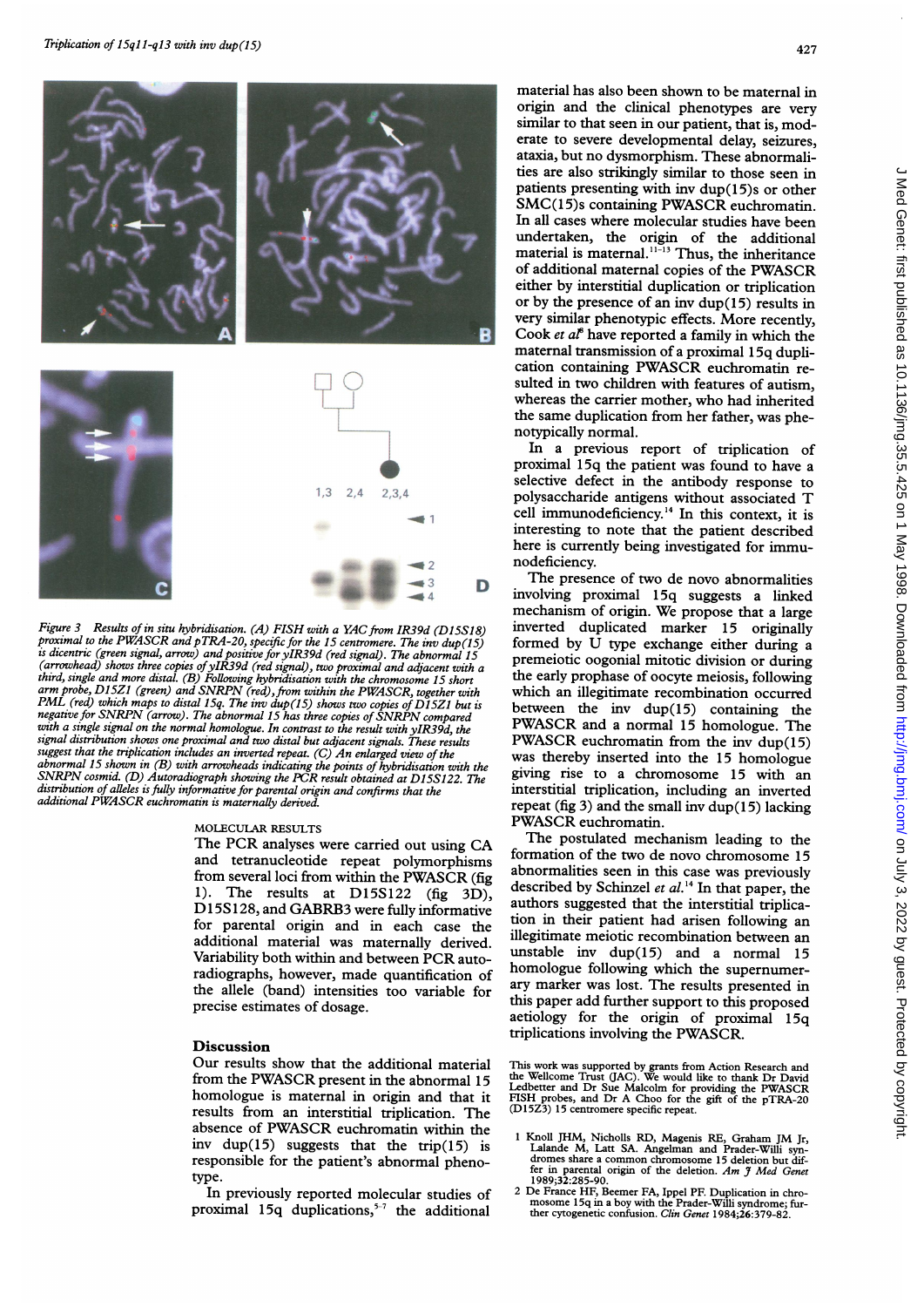Figure 3 *Results of in situ hybridisation. (A) FISH with a YAC from IR39d (D15S18) proximal to the PWASCR and pTRA-20, specific for the 15 centromere. The inv dup(15) is dicentric (green signal, arrow) and positive for yIR39d (red signal). The abnormal 15 (arrowhead) shows three copies of yIR39d (red signal), two proximal and adjacent with a third, single and more distal. (B) Following hybridisation with the chromosome 15 short arm probe, D15Z1 (green) and SNRPN (red), from within the PWASCR, together with PML (red) which maps to distal 15q. The inv dup(15) shows two copies of D15Z1 but is negative for SNRPN (arrow). The abnormal 15 has three copies of SNRPN compared with a single signal on the normal homologue. In contrast to the result with yIR39d, the signal distribution shows one proximal and two distal but adjacent signals. These results suggest that the triplication includes an inverted repeat. (C) An enlarged view of the abnormal 15 shown in (B) with arrowheads indicating the points of hybridisation with the SNRPN cosmid. (D) Autoradiograph showing the PCR result obtained at D15S122. The distribution of alleles is fully informative for parental origin and confirms that the additional PWASCR euchromatin is maternally derived.*

## MOLECULAR RESULTS

The PCR analyses were carried out using CA and tetranucleotide repeat polymorphisms from several loci from within the PWASCR (fig 1). The results at D15S122 (fig 3D), D15S128, and GABRB3 were fully informative for parental origin and in each case the additional material was maternally derived. Variability both within and between PCR autoradiographs, however, made quantification of the allele (band) intensities too variable for precise estimates of dosage.

## Discussion

Our results show that the additional material from the PWASCR present in the abnormal 15 homologue is maternal in origin and that it results from an interstitial triplication. The absence of PWASCR euchromatin within the inv dup(15) suggests that the trip(15) is responsible for the patient's abnormal phenotype.

In previously reported molecular studies of proximal 15q duplications,[5-7] the additional material has also been shown to be maternal in origin and the clinical phenotypes are very similar to that seen in our patient, that is, moderate to severe developmental delay, seizures, ataxia, but no dysmorphism. These abnormalities are also strikingly similar to those seen in patients presenting with inv dup(15)s or other SMC(15)s containing PWASCR euchromatin. In all cases where molecular studies have been undertaken, the origin of the additional material is maternal.[11-13] Thus, the inheritance of additional maternal copies of the PWASCR either by interstitial duplication or triplication or by the presence of an inv dup(15) results in very similar phenotypic effects. More recently, Cook *et al*[8] have reported a family in which the maternal transmission of a proximal 15q duplication containing PWASCR euchromatin resulted in two children with features of autism, whereas the carrier mother, who had inherited the same duplication from her father, was phenotypically normal.

In a previous report of triplication of proximal 15q the patient was found to have a selective defect in the antibody response to polysaccharide antigens without associated T cell immunodeficiency.[14] In this context, it is interesting to note that the patient described here is currently being investigated for immunodeficiency.

The presence of two de novo abnormalities involving proximal 15q suggests a linked mechanism of origin. We propose that a large inverted duplicated marker 15 originally formed by U type exchange either during a premeiotic oogonial mitotic division or during the early prophase of oocyte meiosis, following which an illegitimate recombination occurred between the inv dup(15) containing the PWASCR and a normal 15 homologue. The PWASCR euchromatin from the inv dup(15) was thereby inserted into the 15 homologue giving rise to a chromosome 15 with an interstitial triplication, including an inverted repeat (fig 3) and the small inv dup(15) lacking PWASCR euchromatin.

The postulated mechanism leading to the formation of the two de novo chromosome 15 abnormalities seen in this case was previously described by Schinzel *et al*.[14] In that paper, the authors suggested that the interstitial triplication in their patient had arisen following an illegitimate meiotic recombination between an unstable inv dup(15) and a normal 15 homologue following which the supernumerary marker was lost. The results presented in this paper add further support to this proposed aetiology for the origin of proximal 15q triplications involving the PWASCR.

This work was supported by grants from Action Research and the Wellcome Trust (JAC). We would like to thank Dr David Ledbetter and Dr Sue Malcolm for providing the PWASCR FISH probes, and Dr A Choo for the gift of the pTRA-20 (D15Z3) 15 centromere specific repeat.

1 Knoll JHM, Nicholls RD, Magenis RE, Graham JM Jr, Lalande M, Latt SA. Angelman and Prader-Willi syndromes share a common chromosome 15 deletion but differ in parental origin of the deletion. *Am J Med Genet* 1989;32:285-90.

2 De France HF, Beemer FA, Ippel PF. Duplication in chromosome 15q in a boy with the Prader-Willi syndrome; further cytogenetic confusion. *Clin Genet* 1984;26:379-82.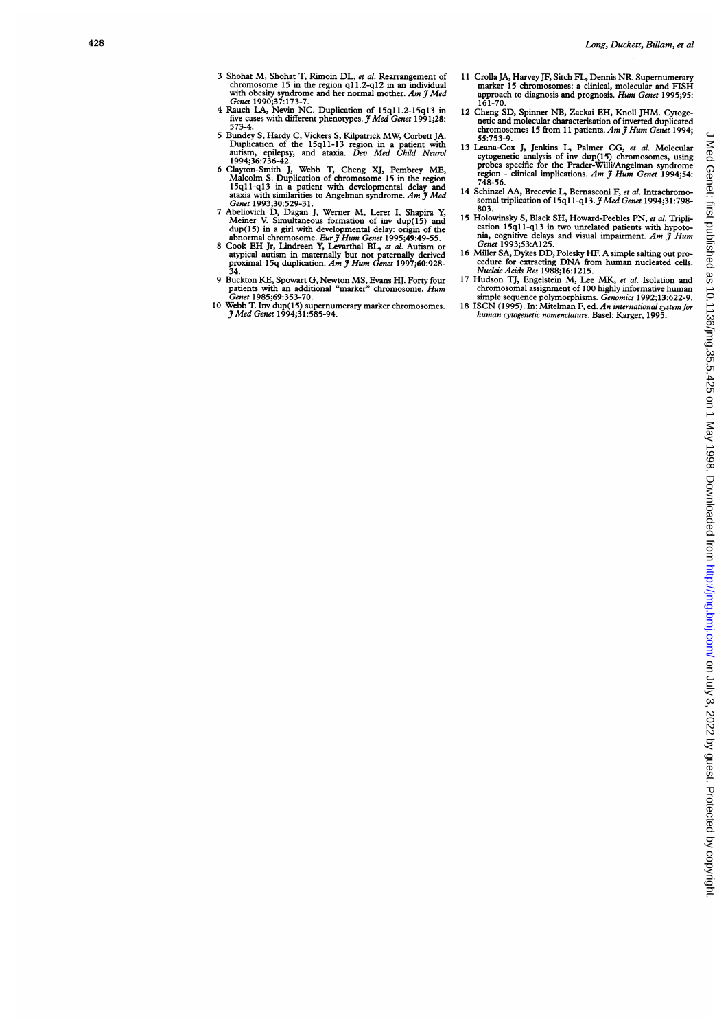3 Shohat M, Shohat T, Rimoin DL, *et al.* Rearrangement of chromosome 15 in the region q11.2-q12 in an individual with obesity syndrome and her normal mother. *Am J Med Genet* 1990;**37**:173-7.
4 Rauch LA, Nevin NC. Duplication of 15q11.2-15q13 in five cases with different phenotypes. *J Med Genet* 1991;**28**: 573-4.
5 Bundey S, Hardy C, Vickers S, Kilpatrick MW, Corbett JA. Duplication of the 15q11-13 region in a patient with autism, epilepsy, and ataxia. *Dev Med Child Neurol* 1994;**36**:736-42.
6 Clayton-Smith J, Webb T, Cheng XJ, Pembrey ME, Malcolm S. Duplication of chromosome 15 in the region 15q11-q13 in a patient with developmental delay and ataxia with similarities to Angelman syndrome. *Am J Med Genet* 1993;**30**:529-31.
7 Abeliovich D, Dagan J, Werner M, Lerer I, Shapira Y, Meiner V. Simultaneous formation of inv dup(15) and dup(15) in a girl with developmental delay: origin of the abnormal chromosome. *Eur J Hum Genet* 1995;**49**:49-55.
8 Cook EH Jr, Lindreen Y, Levarthal BL, *et al.* Autism or atypical autism in maternally but not paternally derived proximal 15q duplication. *Am J Hum Genet* 1997;**60**:928-34.
9 Buckton KE, Spowart G, Newton MS, Evans HJ. Forty four patients with an additional "marker" chromosome. *Hum Genet* 1985;**69**:353-70.
10 Webb T. Inv dup(15) supernumerary marker chromosomes. *J Med Genet* 1994;**31**:585-94.
11 Crolla JA, Harvey JF, Sitch FL, Dennis NR. Supernumerary marker 15 chromosomes: a clinical, molecular and FISH approach to diagnosis and prognosis. *Hum Genet* 1995;**95**: 161-70.
12 Cheng SD, Spinner NB, Zackai EH, Knoll JHM. Cytogenetic and molecular characterisation of inverted duplicated chromosomes 15 from 11 patients. *Am J Hum Genet* 1994; **55**:753-9.
13 Leana-Cox J, Jenkins L, Palmer CG, *et al.* Molecular cytogenetic analysis of inv dup(15) chromosomes, using probes specific for the Prader-Willi/Angelman syndrome region - clinical implications. *Am J Hum Genet* 1994;**54**: 748-56.
14 Schinzel AA, Brecevic L, Bernasconi F, *et al.* Intrachromosomal triplication of 15q11-q13. *J Med Genet* 1994;**31**:798-803.
15 Holowinsky S, Black SH, Howard-Peebles PN, *et al.* Triplication 15q11-q13 in two unrelated patients with hypotonia, cognitive delays and visual impairment. *Am J Hum Genet* 1993;**53**:A125.
16 Miller SA, Dykes DD, Polesky HF. A simple salting out procedure for extracting DNA from human nucleated cells. *Nucleic Acids Res* 1988;**16**:1215.
17 Hudson TJ, Engelstein M, Lee MK, *et al.* Isolation and chromosomal assignment of 100 highly informative human simple sequence polymorphisms. *Genomics* 1992;**13**:622-9.
18 ISCN (1995). In: Mitelman F, ed. *An international system for human cytogenetic nomenclature.* Basel: Karger, 1995.